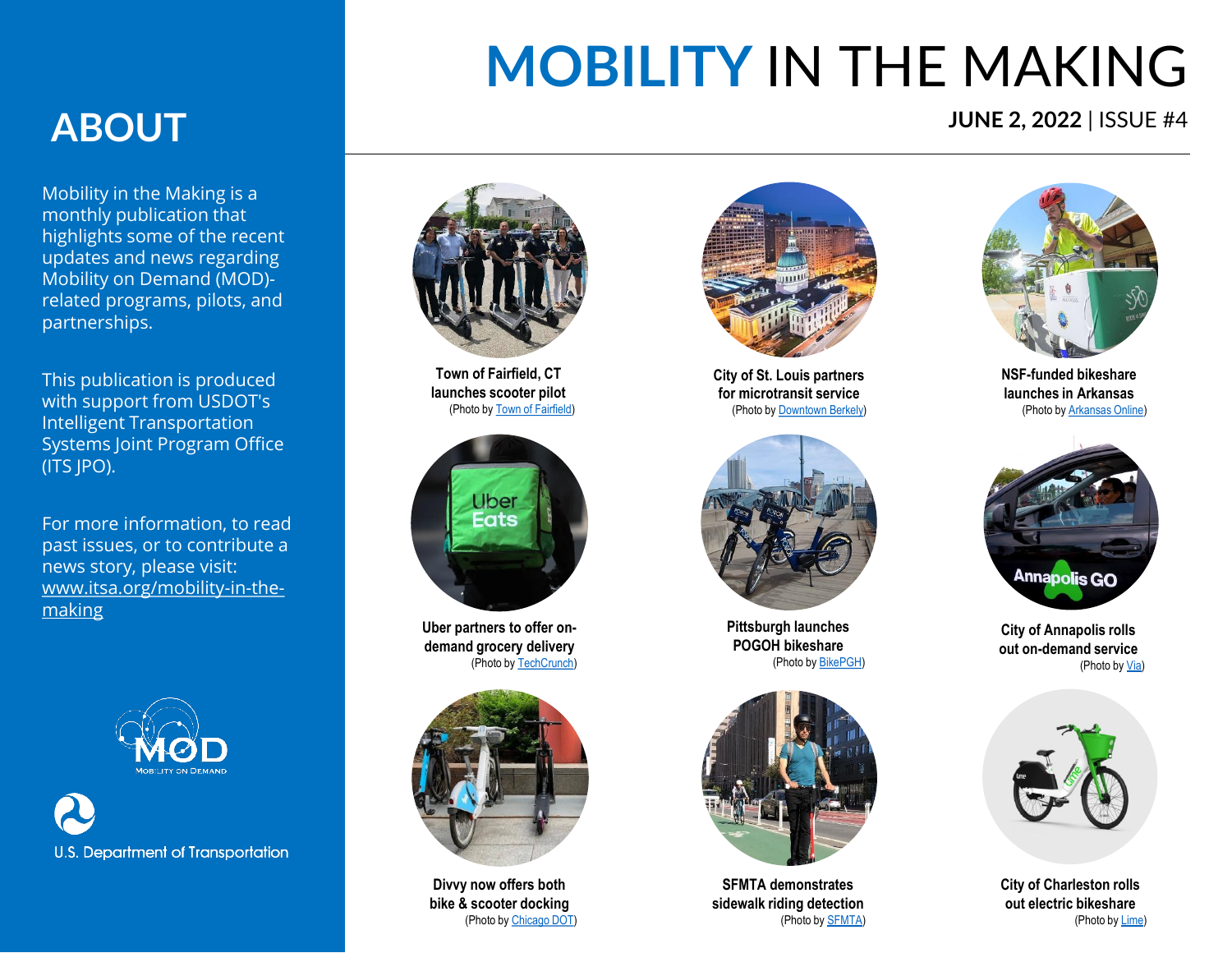# MOBILITY IN THE MAKING

**JUNE 2, 2022** | ISSUE #4

## ABOUT

Mobility in the Making is a monthly publication that highlights some of the recent updates and news regarding Mobility on Demand (MOD)-related programs, pilots, and partnerships.

This publication is produced with support from USDOT's Intelligent Transportation Systems Joint Program Office (ITS JPO).

For more information, to read past issues, or to contribute a news story, please visit: [www.itsa.org/mobility-in-the-making](www.itsa.org/mobility-in-the-making)

MOD Mobility on Demand

U.S. Department of Transportation

**Town of Fairfield, CT launches scooter pilot**
(Photo by Town of Fairfield)

**City of St. Louis partners for microtransit service**
(Photo by Downtown Berkely)

**NSF-funded bikeshare launches in Arkansas**
(Photo by Arkansas Online)

**Uber partners to offer on-demand grocery delivery**
(Photo by TechCrunch)

**Pittsburgh launches POGOH bikeshare**
(Photo by BikePGH)

**City of Annapolis rolls out on-demand service**
(Photo by Via)

**Divvy now offers both bike & scooter docking**
(Photo by Chicago DOT)

**SFMTA demonstrates sidewalk riding detection**
(Photo by SFMTA)

**City of Charleston rolls out electric bikeshare**
(Photo by Lime)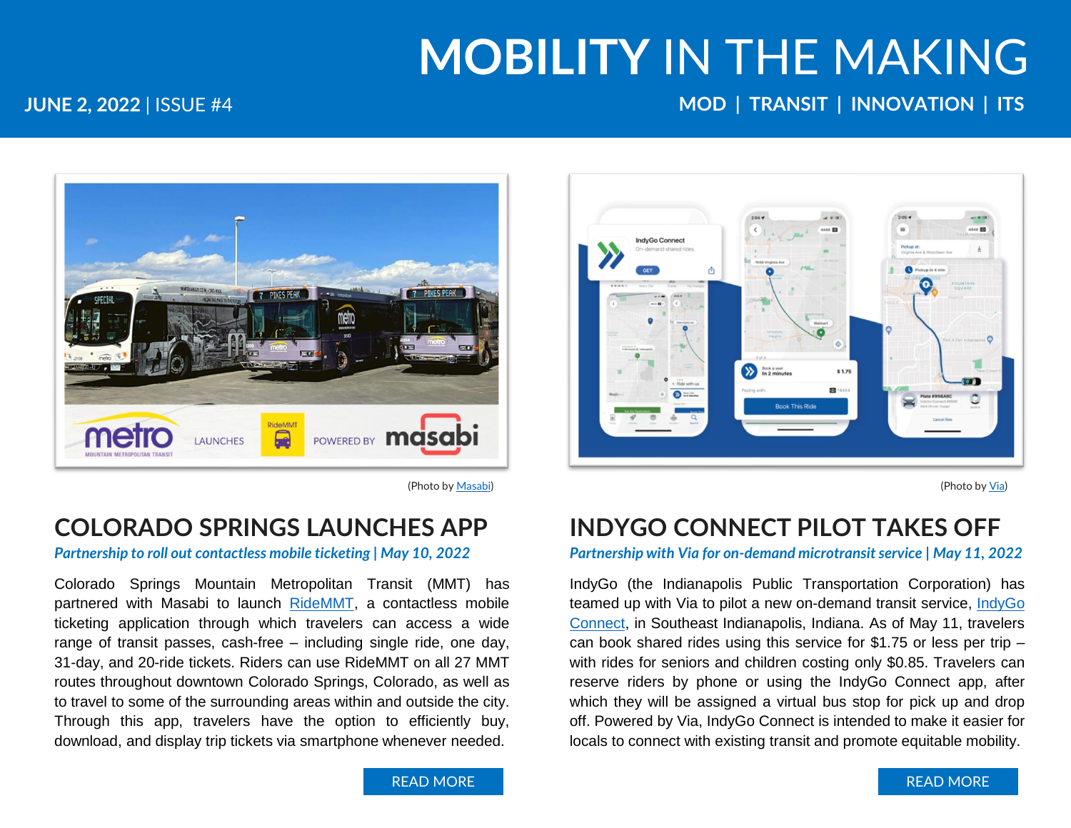# MOBILITY IN THE MAKING

**JUNE 2, 2022** | ISSUE #4

**MOD | TRANSIT | INNOVATION | ITS**

(Photo by Masabi)

## COLORADO SPRINGS LAUNCHES APP

***Partnership to roll out contactless mobile ticketing | May 10, 2022***

Colorado Springs Mountain Metropolitan Transit (MMT) has partnered with Masabi to launch RideMMT, a contactless mobile ticketing application through which travelers can access a wide range of transit passes, cash-free – including single ride, one day, 31-day, and 20-ride tickets. Riders can use RideMMT on all 27 MMT routes throughout downtown Colorado Springs, Colorado, as well as to travel to some of the surrounding areas within and outside the city. Through this app, travelers have the option to efficiently buy, download, and display trip tickets via smartphone whenever needed.

READ MORE

(Photo by Via)

## INDYGO CONNECT PILOT TAKES OFF

***Partnership with Via for on-demand microtransit service | May 11, 2022***

IndyGo (the Indianapolis Public Transportation Corporation) has teamed up with Via to pilot a new on-demand transit service, IndyGo Connect, in Southeast Indianapolis, Indiana. As of May 11, travelers can book shared rides using this service for $1.75 or less per trip – with rides for seniors and children costing only $0.85. Travelers can reserve riders by phone or using the IndyGo Connect app, after which they will be assigned a virtual bus stop for pick up and drop off. Powered by Via, IndyGo Connect is intended to make it easier for locals to connect with existing transit and promote equitable mobility.

READ MORE